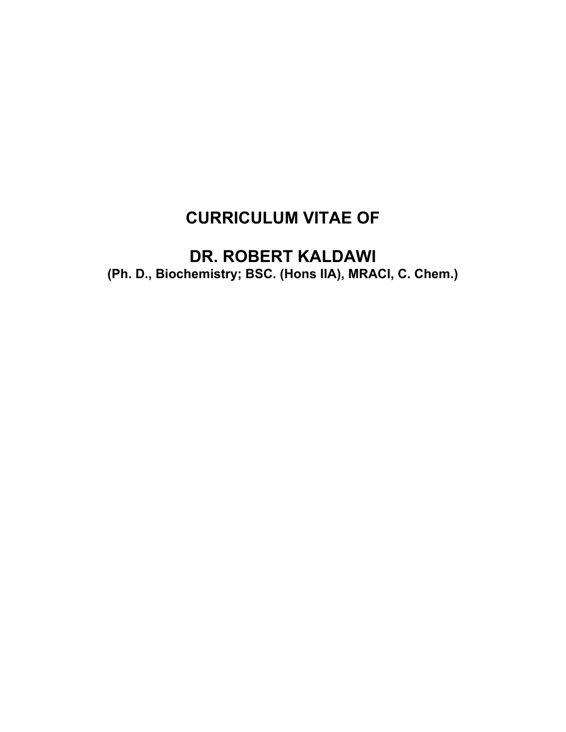# CURRICULUM VITAE OF

# DR. ROBERT KALDAWI

**(Ph. D., Biochemistry; BSC. (Hons IIA), MRACI, C. Chem.)**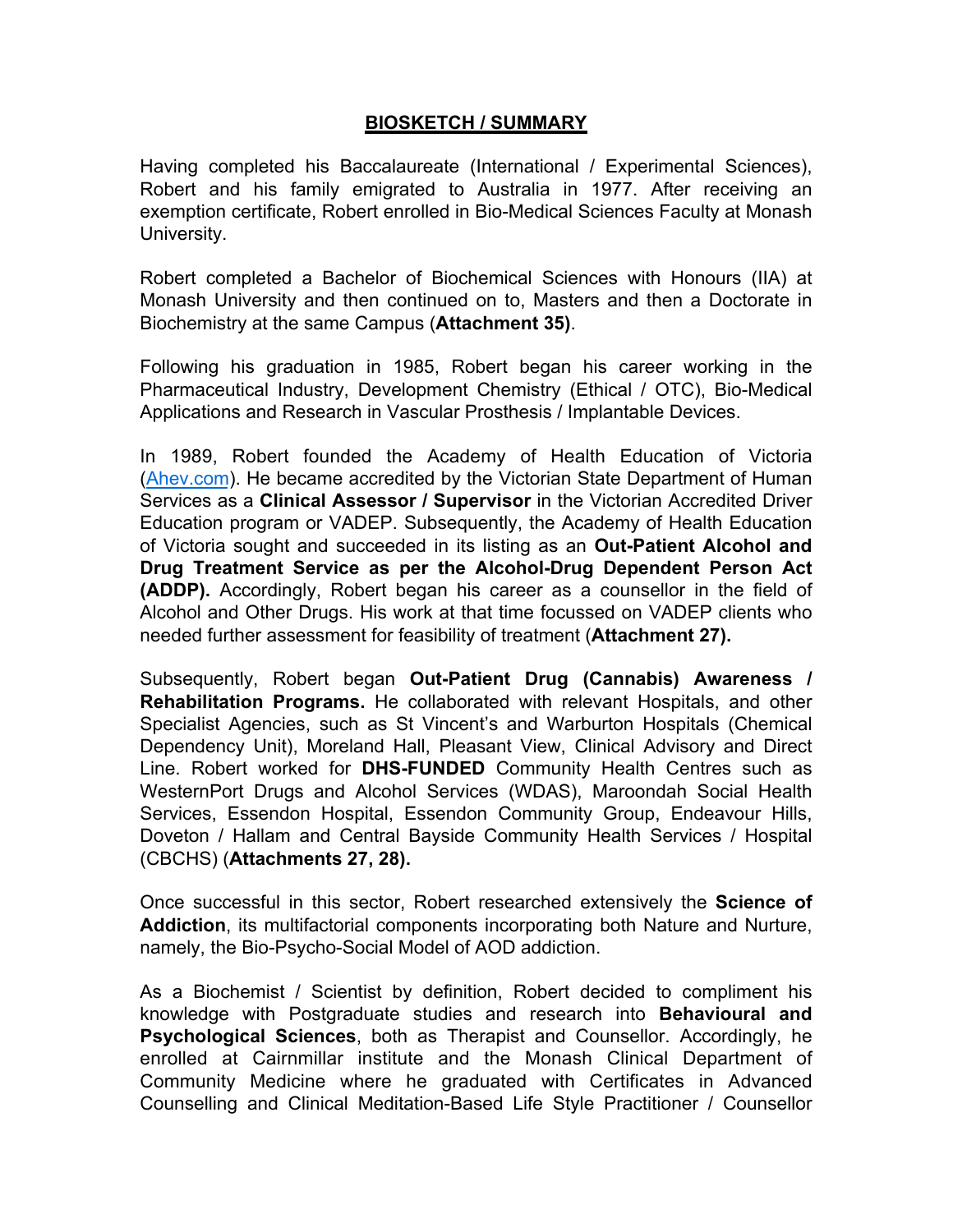## BIOSKETCH / SUMMARY

Having completed his Baccalaureate (International / Experimental Sciences), Robert and his family emigrated to Australia in 1977. After receiving an exemption certificate, Robert enrolled in Bio-Medical Sciences Faculty at Monash University.

Robert completed a Bachelor of Biochemical Sciences with Honours (IIA) at Monash University and then continued on to, Masters and then a Doctorate in Biochemistry at the same Campus (**Attachment 35)**.

Following his graduation in 1985, Robert began his career working in the Pharmaceutical Industry, Development Chemistry (Ethical / OTC), Bio-Medical Applications and Research in Vascular Prosthesis / Implantable Devices.

In 1989, Robert founded the Academy of Health Education of Victoria ([Ahev.com](Ahev.com)). He became accredited by the Victorian State Department of Human Services as a **Clinical Assessor / Supervisor** in the Victorian Accredited Driver Education program or VADEP. Subsequently, the Academy of Health Education of Victoria sought and succeeded in its listing as an **Out-Patient Alcohol and Drug Treatment Service as per the Alcohol-Drug Dependent Person Act (ADDP).** Accordingly, Robert began his career as a counsellor in the field of Alcohol and Other Drugs. His work at that time focussed on VADEP clients who needed further assessment for feasibility of treatment (**Attachment 27).**

Subsequently, Robert began **Out-Patient Drug (Cannabis) Awareness / Rehabilitation Programs.** He collaborated with relevant Hospitals, and other Specialist Agencies, such as St Vincent's and Warburton Hospitals (Chemical Dependency Unit), Moreland Hall, Pleasant View, Clinical Advisory and Direct Line. Robert worked for **DHS-FUNDED** Community Health Centres such as WesternPort Drugs and Alcohol Services (WDAS), Maroondah Social Health Services, Essendon Hospital, Essendon Community Group, Endeavour Hills, Doveton / Hallam and Central Bayside Community Health Services / Hospital (CBCHS) (**Attachments 27, 28).**

Once successful in this sector, Robert researched extensively the **Science of Addiction**, its multifactorial components incorporating both Nature and Nurture, namely, the Bio-Psycho-Social Model of AOD addiction.

As a Biochemist / Scientist by definition, Robert decided to compliment his knowledge with Postgraduate studies and research into **Behavioural and Psychological Sciences**, both as Therapist and Counsellor. Accordingly, he enrolled at Cairnmillar institute and the Monash Clinical Department of Community Medicine where he graduated with Certificates in Advanced Counselling and Clinical Meditation-Based Life Style Practitioner / Counsellor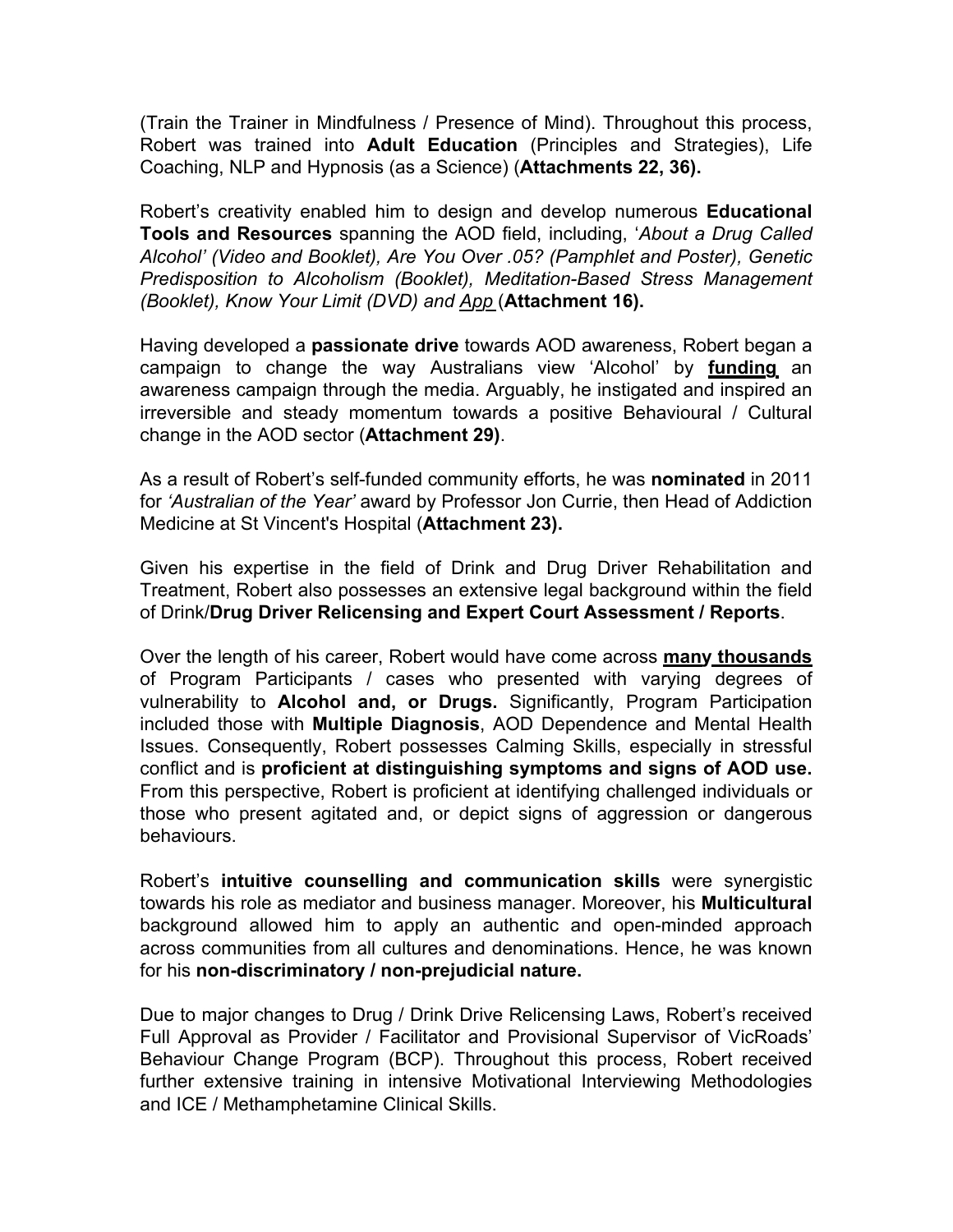(Train the Trainer in Mindfulness / Presence of Mind). Throughout this process, Robert was trained into **Adult Education** (Principles and Strategies), Life Coaching, NLP and Hypnosis (as a Science) (**Attachments 22, 36).**

Robert's creativity enabled him to design and develop numerous **Educational Tools and Resources** spanning the AOD field, including, '*About a Drug Called Alcohol' (Video and Booklet), Are You Over .05? (Pamphlet and Poster), Genetic Predisposition to Alcoholism (Booklet), Meditation-Based Stress Management (Booklet), Know Your Limit (DVD) and App* (**Attachment 16).**

Having developed a **passionate drive** towards AOD awareness, Robert began a campaign to change the way Australians view 'Alcohol' by **funding** an awareness campaign through the media. Arguably, he instigated and inspired an irreversible and steady momentum towards a positive Behavioural / Cultural change in the AOD sector (**Attachment 29)**.

As a result of Robert's self-funded community efforts, he was **nominated** in 2011 for *'Australian of the Year'* award by Professor Jon Currie, then Head of Addiction Medicine at St Vincent's Hospital (**Attachment 23).**

Given his expertise in the field of Drink and Drug Driver Rehabilitation and Treatment, Robert also possesses an extensive legal background within the field of Drink/**Drug Driver Relicensing and Expert Court Assessment / Reports**.

Over the length of his career, Robert would have come across **many thousands** of Program Participants / cases who presented with varying degrees of vulnerability to **Alcohol and, or Drugs.** Significantly, Program Participation included those with **Multiple Diagnosis**, AOD Dependence and Mental Health Issues. Consequently, Robert possesses Calming Skills, especially in stressful conflict and is **proficient at distinguishing symptoms and signs of AOD use.** From this perspective, Robert is proficient at identifying challenged individuals or those who present agitated and, or depict signs of aggression or dangerous behaviours.

Robert's **intuitive counselling and communication skills** were synergistic towards his role as mediator and business manager. Moreover, his **Multicultural** background allowed him to apply an authentic and open-minded approach across communities from all cultures and denominations. Hence, he was known for his **non-discriminatory / non-prejudicial nature.**

Due to major changes to Drug / Drink Drive Relicensing Laws, Robert's received Full Approval as Provider / Facilitator and Provisional Supervisor of VicRoads' Behaviour Change Program (BCP). Throughout this process, Robert received further extensive training in intensive Motivational Interviewing Methodologies and ICE / Methamphetamine Clinical Skills.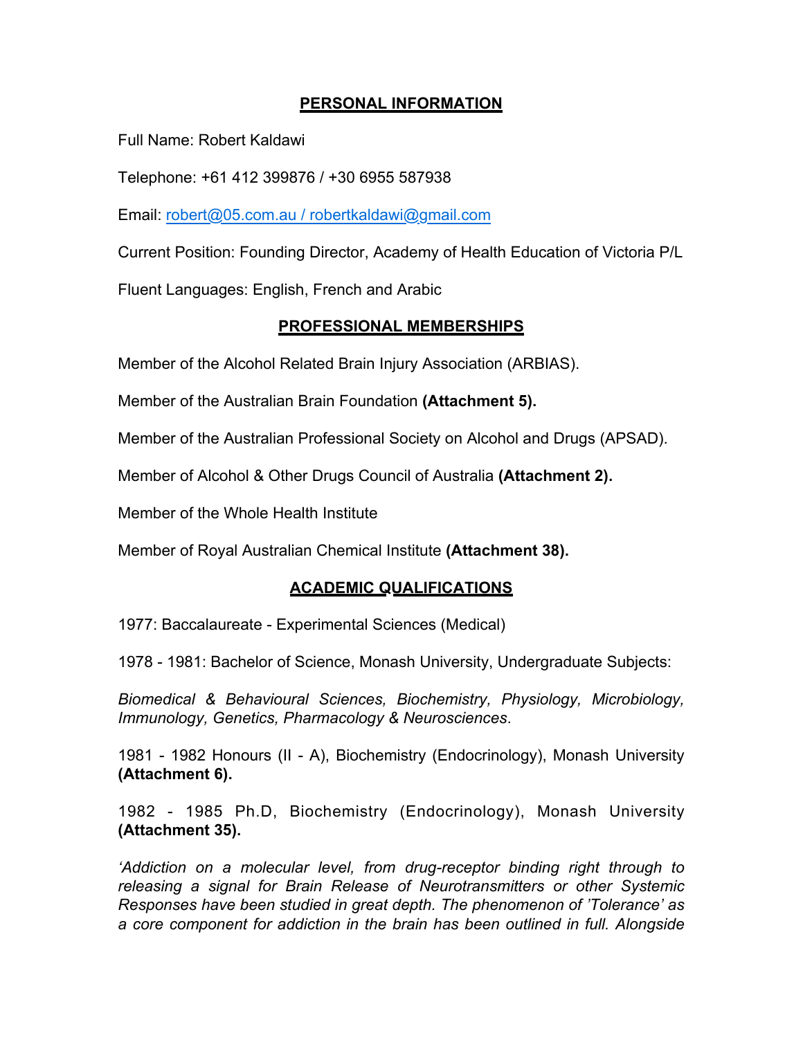## PERSONAL INFORMATION

Full Name: Robert Kaldawi

Telephone: +61 412 399876 / +30 6955 587938

Email: robert@05.com.au / robertkaldawi@gmail.com

Current Position: Founding Director, Academy of Health Education of Victoria P/L

Fluent Languages: English, French and Arabic

## PROFESSIONAL MEMBERSHIPS

Member of the Alcohol Related Brain Injury Association (ARBIAS).

Member of the Australian Brain Foundation **(Attachment 5).**

Member of the Australian Professional Society on Alcohol and Drugs (APSAD).

Member of Alcohol & Other Drugs Council of Australia **(Attachment 2).**

Member of the Whole Health Institute

Member of Royal Australian Chemical Institute **(Attachment 38).**

## ACADEMIC QUALIFICATIONS

1977: Baccalaureate - Experimental Sciences (Medical)

1978 - 1981: Bachelor of Science, Monash University, Undergraduate Subjects:

*Biomedical & Behavioural Sciences, Biochemistry, Physiology, Microbiology, Immunology, Genetics, Pharmacology & Neurosciences*.

1981 - 1982 Honours (II - A), Biochemistry (Endocrinology), Monash University **(Attachment 6).**

1982 - 1985 Ph.D, Biochemistry (Endocrinology), Monash University **(Attachment 35).**

*'Addiction on a molecular level, from drug-receptor binding right through to releasing a signal for Brain Release of Neurotransmitters or other Systemic Responses have been studied in great depth. The phenomenon of 'Tolerance' as a core component for addiction in the brain has been outlined in full. Alongside*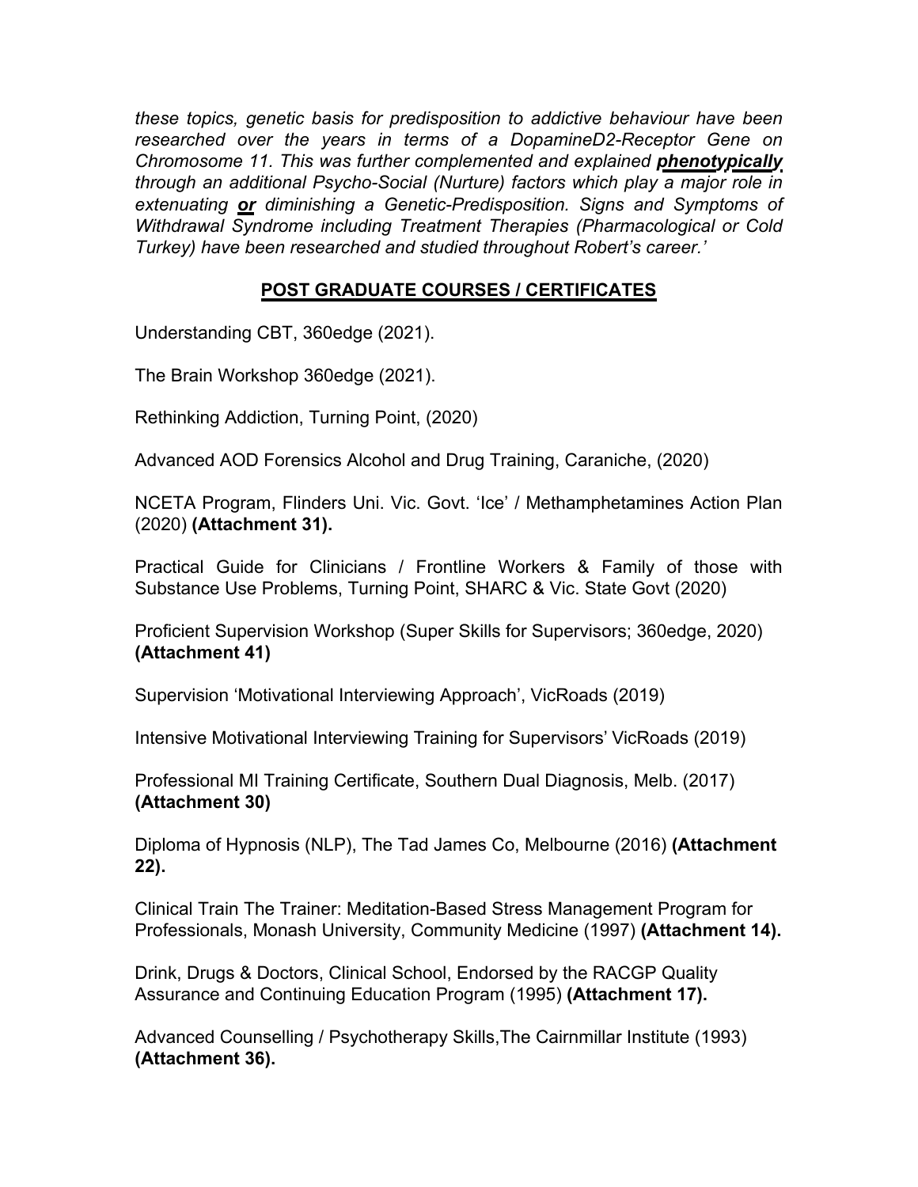*these topics, genetic basis for predisposition to addictive behaviour have been researched over the years in terms of a DopamineD2-Receptor Gene on Chromosome 11. This was further complemented and explained **phenotypically** through an additional Psycho-Social (Nurture) factors which play a major role in extenuating **or** diminishing a Genetic-Predisposition. Signs and Symptoms of Withdrawal Syndrome including Treatment Therapies (Pharmacological or Cold Turkey) have been researched and studied throughout Robert's career.'*

## POST GRADUATE COURSES / CERTIFICATES

Understanding CBT, 360edge (2021).

The Brain Workshop 360edge (2021).

Rethinking Addiction, Turning Point, (2020)

Advanced AOD Forensics Alcohol and Drug Training, Caraniche, (2020)

NCETA Program, Flinders Uni. Vic. Govt. 'Ice' / Methamphetamines Action Plan (2020) **(Attachment 31).**

Practical Guide for Clinicians / Frontline Workers & Family of those with Substance Use Problems, Turning Point, SHARC & Vic. State Govt (2020)

Proficient Supervision Workshop (Super Skills for Supervisors; 360edge, 2020) **(Attachment 41)**

Supervision 'Motivational Interviewing Approach', VicRoads (2019)

Intensive Motivational Interviewing Training for Supervisors' VicRoads (2019)

Professional MI Training Certificate, Southern Dual Diagnosis, Melb. (2017) **(Attachment 30)**

Diploma of Hypnosis (NLP), The Tad James Co, Melbourne (2016) **(Attachment 22).**

Clinical Train The Trainer: Meditation-Based Stress Management Program for Professionals, Monash University, Community Medicine (1997) **(Attachment 14).**

Drink, Drugs & Doctors, Clinical School, Endorsed by the RACGP Quality Assurance and Continuing Education Program (1995) **(Attachment 17).**

Advanced Counselling / Psychotherapy Skills,The Cairnmillar Institute (1993) **(Attachment 36).**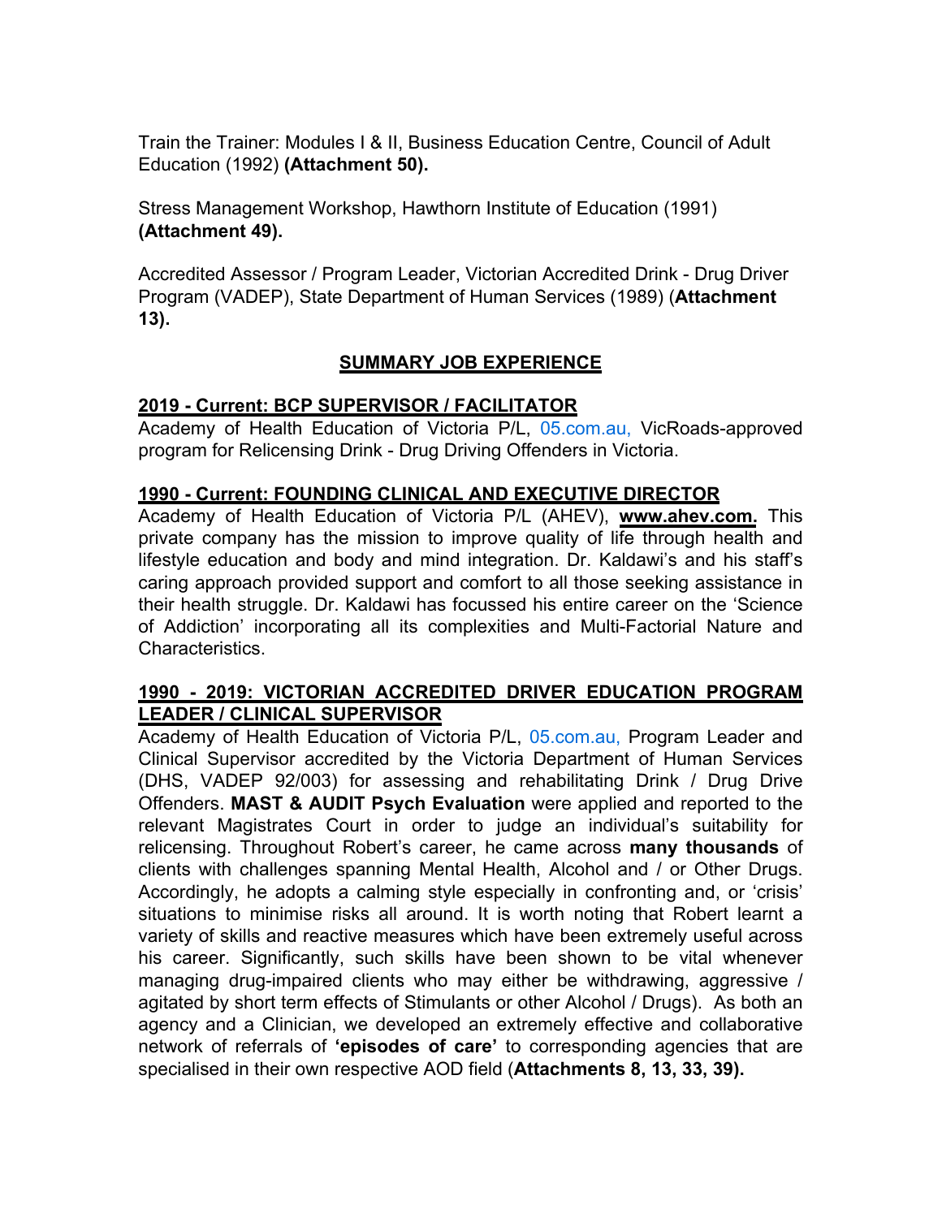Train the Trainer: Modules I & II, Business Education Centre, Council of Adult Education (1992) **(Attachment 50).**

Stress Management Workshop, Hawthorn Institute of Education (1991) **(Attachment 49).**

Accredited Assessor / Program Leader, Victorian Accredited Drink - Drug Driver Program (VADEP), State Department of Human Services (1989) (**Attachment 13).**

## SUMMARY JOB EXPERIENCE

### 2019 - Current: BCP SUPERVISOR / FACILITATOR

Academy of Health Education of Victoria P/L, 05.com.au, VicRoads-approved program for Relicensing Drink - Drug Driving Offenders in Victoria.

### 1990 - Current: FOUNDING CLINICAL AND EXECUTIVE DIRECTOR

Academy of Health Education of Victoria P/L (AHEV), **www.ahev.com.** This private company has the mission to improve quality of life through health and lifestyle education and body and mind integration. Dr. Kaldawi's and his staff's caring approach provided support and comfort to all those seeking assistance in their health struggle. Dr. Kaldawi has focussed his entire career on the 'Science of Addiction' incorporating all its complexities and Multi-Factorial Nature and Characteristics.

### 1990 - 2019: VICTORIAN ACCREDITED DRIVER EDUCATION PROGRAM LEADER / CLINICAL SUPERVISOR

Academy of Health Education of Victoria P/L, 05.com.au, Program Leader and Clinical Supervisor accredited by the Victoria Department of Human Services (DHS, VADEP 92/003) for assessing and rehabilitating Drink / Drug Drive Offenders. **MAST & AUDIT Psych Evaluation** were applied and reported to the relevant Magistrates Court in order to judge an individual's suitability for relicensing. Throughout Robert's career, he came across **many thousands** of clients with challenges spanning Mental Health, Alcohol and / or Other Drugs. Accordingly, he adopts a calming style especially in confronting and, or 'crisis' situations to minimise risks all around. It is worth noting that Robert learnt a variety of skills and reactive measures which have been extremely useful across his career. Significantly, such skills have been shown to be vital whenever managing drug-impaired clients who may either be withdrawing, aggressive / agitated by short term effects of Stimulants or other Alcohol / Drugs). As both an agency and a Clinician, we developed an extremely effective and collaborative network of referrals of **'episodes of care'** to corresponding agencies that are specialised in their own respective AOD field (**Attachments 8, 13, 33, 39).**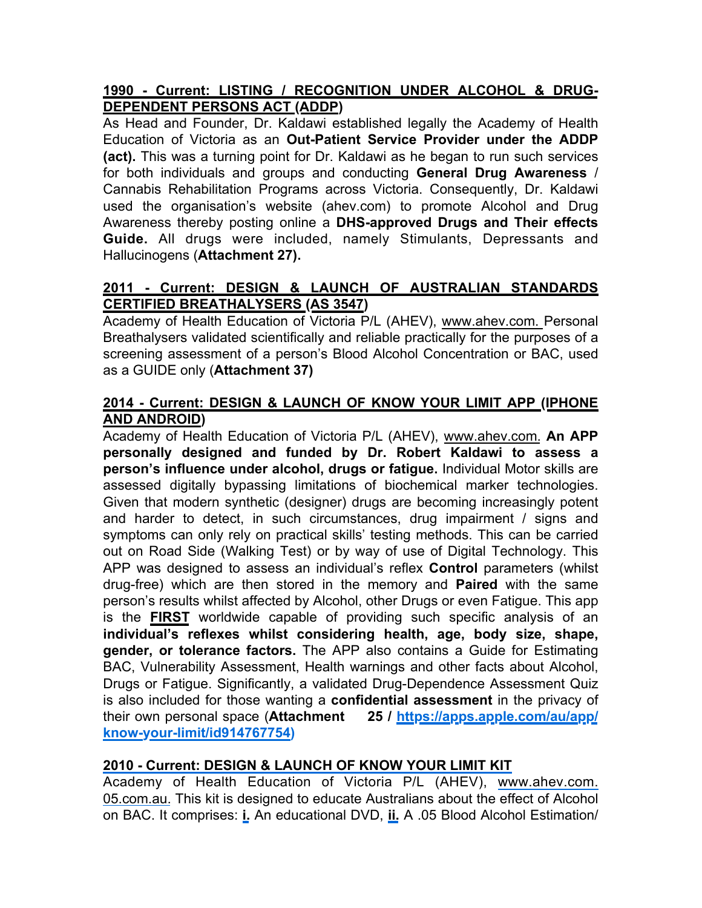**1990 - Current: LISTING / RECOGNITION UNDER ALCOHOL & DRUG-DEPENDENT PERSONS ACT (ADDP)**

As Head and Founder, Dr. Kaldawi established legally the Academy of Health Education of Victoria as an **Out-Patient Service Provider under the ADDP (act).** This was a turning point for Dr. Kaldawi as he began to run such services for both individuals and groups and conducting **General Drug Awareness** / Cannabis Rehabilitation Programs across Victoria. Consequently, Dr. Kaldawi used the organisation's website (ahev.com) to promote Alcohol and Drug Awareness thereby posting online a **DHS-approved Drugs and Their effects Guide.** All drugs were included, namely Stimulants, Depressants and Hallucinogens (**Attachment 27).**

**2011 - Current: DESIGN & LAUNCH OF AUSTRALIAN STANDARDS CERTIFIED BREATHALYSERS (AS 3547)**

Academy of Health Education of Victoria P/L (AHEV), www.ahev.com. Personal Breathalysers validated scientifically and reliable practically for the purposes of a screening assessment of a person's Blood Alcohol Concentration or BAC, used as a GUIDE only (**Attachment 37)**

**2014 - Current: DESIGN & LAUNCH OF KNOW YOUR LIMIT APP (IPHONE AND ANDROID)**

Academy of Health Education of Victoria P/L (AHEV), www.ahev.com. **An APP personally designed and funded by Dr. Robert Kaldawi to assess a person's influence under alcohol, drugs or fatigue.** Individual Motor skills are assessed digitally bypassing limitations of biochemical marker technologies. Given that modern synthetic (designer) drugs are becoming increasingly potent and harder to detect, in such circumstances, drug impairment / signs and symptoms can only rely on practical skills' testing methods. This can be carried out on Road Side (Walking Test) or by way of use of Digital Technology. This APP was designed to assess an individual's reflex **Control** parameters (whilst drug-free) which are then stored in the memory and **Paired** with the same person's results whilst affected by Alcohol, other Drugs or even Fatigue. This app is the **FIRST** worldwide capable of providing such specific analysis of an **individual's reflexes whilst considering health, age, body size, shape, gender, or tolerance factors.** The APP also contains a Guide for Estimating BAC, Vulnerability Assessment, Health warnings and other facts about Alcohol, Drugs or Fatigue. Significantly, a validated Drug-Dependence Assessment Quiz is also included for those wanting a **confidential assessment** in the privacy of their own personal space (**Attachment 25 / https://apps.apple.com/au/app/know-your-limit/id914767754)**

**2010 - Current: DESIGN & LAUNCH OF KNOW YOUR LIMIT KIT**

Academy of Health Education of Victoria P/L (AHEV), www.ahev.com. 05.com.au. This kit is designed to educate Australians about the effect of Alcohol on BAC. It comprises: **i.** An educational DVD, **ii.** A .05 Blood Alcohol Estimation/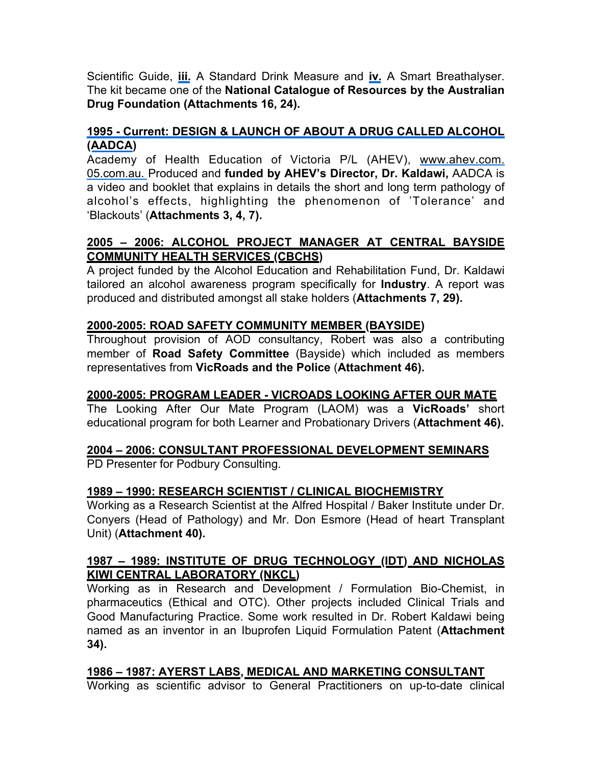Scientific Guide, **iii.** A Standard Drink Measure and **iv.** A Smart Breathalyser. The kit became one of the **National Catalogue of Resources by the Australian Drug Foundation (Attachments 16, 24).**

**1995 - Current: DESIGN & LAUNCH OF ABOUT A DRUG CALLED ALCOHOL (AADCA)**

Academy of Health Education of Victoria P/L (AHEV), www.ahev.com.05.com.au. Produced and **funded by AHEV's Director, Dr. Kaldawi,** AADCA is a video and booklet that explains in details the short and long term pathology of alcohol's effects, highlighting the phenomenon of 'Tolerance' and 'Blackouts' (**Attachments 3, 4, 7).**

**2005 – 2006: ALCOHOL PROJECT MANAGER AT CENTRAL BAYSIDE COMMUNITY HEALTH SERVICES (CBCHS)**

A project funded by the Alcohol Education and Rehabilitation Fund, Dr. Kaldawi tailored an alcohol awareness program specifically for **Industry**. A report was produced and distributed amongst all stake holders (**Attachments 7, 29).**

**2000-2005: ROAD SAFETY COMMUNITY MEMBER (BAYSIDE)**

Throughout provision of AOD consultancy, Robert was also a contributing member of **Road Safety Committee** (Bayside) which included as members representatives from **VicRoads and the Police** (**Attachment 46).**

**2000-2005: PROGRAM LEADER - VICROADS LOOKING AFTER OUR MATE**

The Looking After Our Mate Program (LAOM) was a **VicRoads'** short educational program for both Learner and Probationary Drivers (**Attachment 46).**

**2004 – 2006: CONSULTANT PROFESSIONAL DEVELOPMENT SEMINARS**

PD Presenter for Podbury Consulting.

**1989 – 1990: RESEARCH SCIENTIST / CLINICAL BIOCHEMISTRY**

Working as a Research Scientist at the Alfred Hospital / Baker Institute under Dr. Conyers (Head of Pathology) and Mr. Don Esmore (Head of heart Transplant Unit) (**Attachment 40).**

**1987 – 1989: INSTITUTE OF DRUG TECHNOLOGY (IDT) AND NICHOLAS KIWI CENTRAL LABORATORY (NKCL)**

Working as in Research and Development / Formulation Bio-Chemist, in pharmaceutics (Ethical and OTC). Other projects included Clinical Trials and Good Manufacturing Practice. Some work resulted in Dr. Robert Kaldawi being named as an inventor in an Ibuprofen Liquid Formulation Patent (**Attachment 34).**

**1986 – 1987: AYERST LABS, MEDICAL AND MARKETING CONSULTANT**

Working as scientific advisor to General Practitioners on up-to-date clinical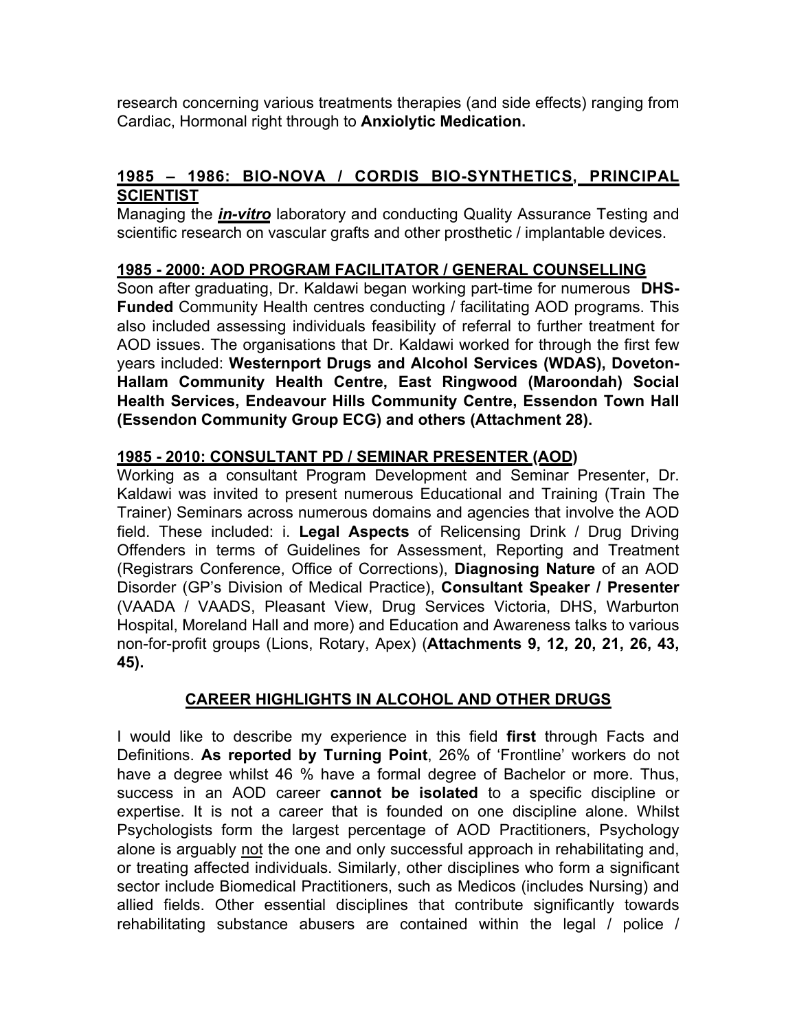research concerning various treatments therapies (and side effects) ranging from Cardiac, Hormonal right through to **Anxiolytic Medication.**

### 1985 – 1986: BIO-NOVA / CORDIS BIO-SYNTHETICS, PRINCIPAL SCIENTIST

Managing the ***in-vitro*** laboratory and conducting Quality Assurance Testing and scientific research on vascular grafts and other prosthetic / implantable devices.

### 1985 - 2000: AOD PROGRAM FACILITATOR / GENERAL COUNSELLING

Soon after graduating, Dr. Kaldawi began working part-time for numerous **DHS-Funded** Community Health centres conducting / facilitating AOD programs. This also included assessing individuals feasibility of referral to further treatment for AOD issues. The organisations that Dr. Kaldawi worked for through the first few years included: **Westernport Drugs and Alcohol Services (WDAS), Doveton-Hallam Community Health Centre, East Ringwood (Maroondah) Social Health Services, Endeavour Hills Community Centre, Essendon Town Hall (Essendon Community Group ECG) and others (Attachment 28).**

### 1985 - 2010: CONSULTANT PD / SEMINAR PRESENTER (AOD)

Working as a consultant Program Development and Seminar Presenter, Dr. Kaldawi was invited to present numerous Educational and Training (Train The Trainer) Seminars across numerous domains and agencies that involve the AOD field. These included: i. **Legal Aspects** of Relicensing Drink / Drug Driving Offenders in terms of Guidelines for Assessment, Reporting and Treatment (Registrars Conference, Office of Corrections), **Diagnosing Nature** of an AOD Disorder (GP's Division of Medical Practice), **Consultant Speaker / Presenter** (VAADA / VAADS, Pleasant View, Drug Services Victoria, DHS, Warburton Hospital, Moreland Hall and more) and Education and Awareness talks to various non-for-profit groups (Lions, Rotary, Apex) (**Attachments 9, 12, 20, 21, 26, 43, 45).**

## CAREER HIGHLIGHTS IN ALCOHOL AND OTHER DRUGS

I would like to describe my experience in this field **first** through Facts and Definitions. **As reported by Turning Point**, 26% of 'Frontline' workers do not have a degree whilst 46 % have a formal degree of Bachelor or more. Thus, success in an AOD career **cannot be isolated** to a specific discipline or expertise. It is not a career that is founded on one discipline alone. Whilst Psychologists form the largest percentage of AOD Practitioners, Psychology alone is arguably <u>not</u> the one and only successful approach in rehabilitating and, or treating affected individuals. Similarly, other disciplines who form a significant sector include Biomedical Practitioners, such as Medicos (includes Nursing) and allied fields. Other essential disciplines that contribute significantly towards rehabilitating substance abusers are contained within the legal / police /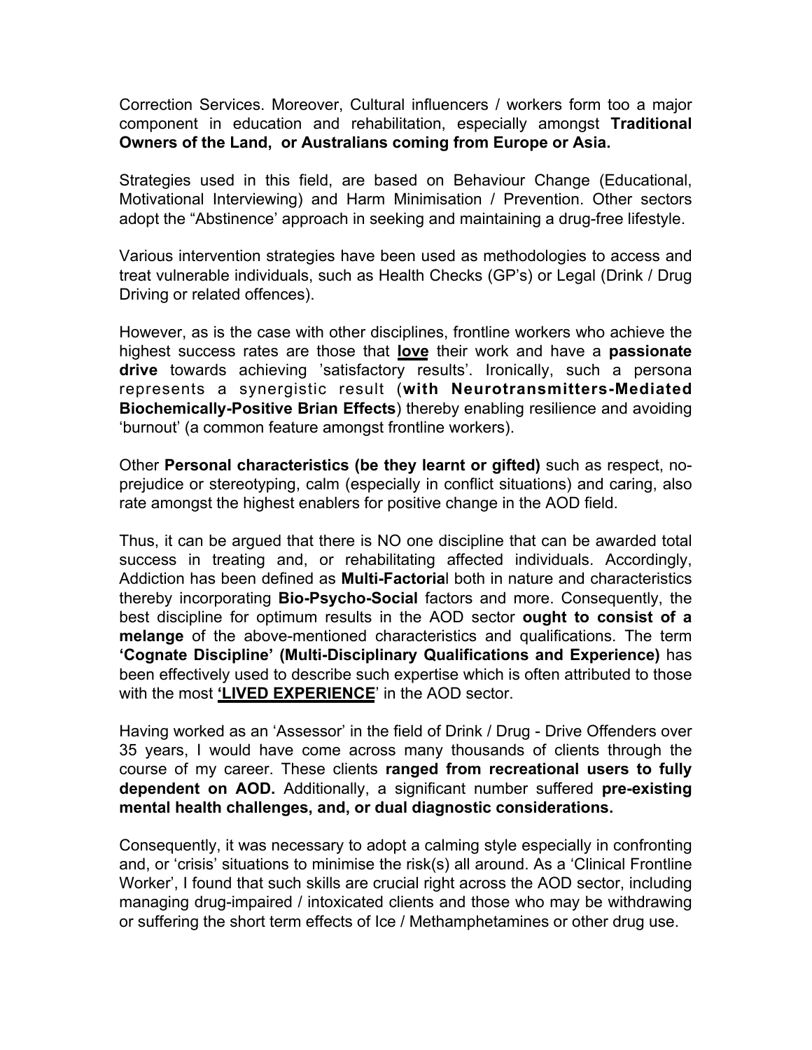Correction Services. Moreover, Cultural influencers / workers form too a major component in education and rehabilitation, especially amongst **Traditional Owners of the Land, or Australians coming from Europe or Asia.**

Strategies used in this field, are based on Behaviour Change (Educational, Motivational Interviewing) and Harm Minimisation / Prevention. Other sectors adopt the "Abstinence' approach in seeking and maintaining a drug-free lifestyle.

Various intervention strategies have been used as methodologies to access and treat vulnerable individuals, such as Health Checks (GP's) or Legal (Drink / Drug Driving or related offences).

However, as is the case with other disciplines, frontline workers who achieve the highest success rates are those that **<u>love</u>** their work and have a **passionate drive** towards achieving 'satisfactory results'. Ironically, such a persona represents a synergistic result (**with Neurotransmitters-Mediated Biochemically-Positive Brian Effects**) thereby enabling resilience and avoiding 'burnout' (a common feature amongst frontline workers).

Other **Personal characteristics (be they learnt or gifted)** such as respect, no-prejudice or stereotyping, calm (especially in conflict situations) and caring, also rate amongst the highest enablers for positive change in the AOD field.

Thus, it can be argued that there is NO one discipline that can be awarded total success in treating and, or rehabilitating affected individuals. Accordingly, Addiction has been defined as **Multi-Factoria**l both in nature and characteristics thereby incorporating **Bio-Psycho-Social** factors and more. Consequently, the best discipline for optimum results in the AOD sector **ought to consist of a melange** of the above-mentioned characteristics and qualifications. The term **'Cognate Discipline' (Multi-Disciplinary Qualifications and Experience)** has been effectively used to describe such expertise which is often attributed to those with the most **<u>'LIVED EXPERIENCE</u>**' in the AOD sector.

Having worked as an 'Assessor' in the field of Drink / Drug - Drive Offenders over 35 years, I would have come across many thousands of clients through the course of my career. These clients **ranged from recreational users to fully dependent on AOD.** Additionally, a significant number suffered **pre-existing mental health challenges, and, or dual diagnostic considerations.**

Consequently, it was necessary to adopt a calming style especially in confronting and, or 'crisis' situations to minimise the risk(s) all around. As a 'Clinical Frontline Worker', I found that such skills are crucial right across the AOD sector, including managing drug-impaired / intoxicated clients and those who may be withdrawing or suffering the short term effects of Ice / Methamphetamines or other drug use.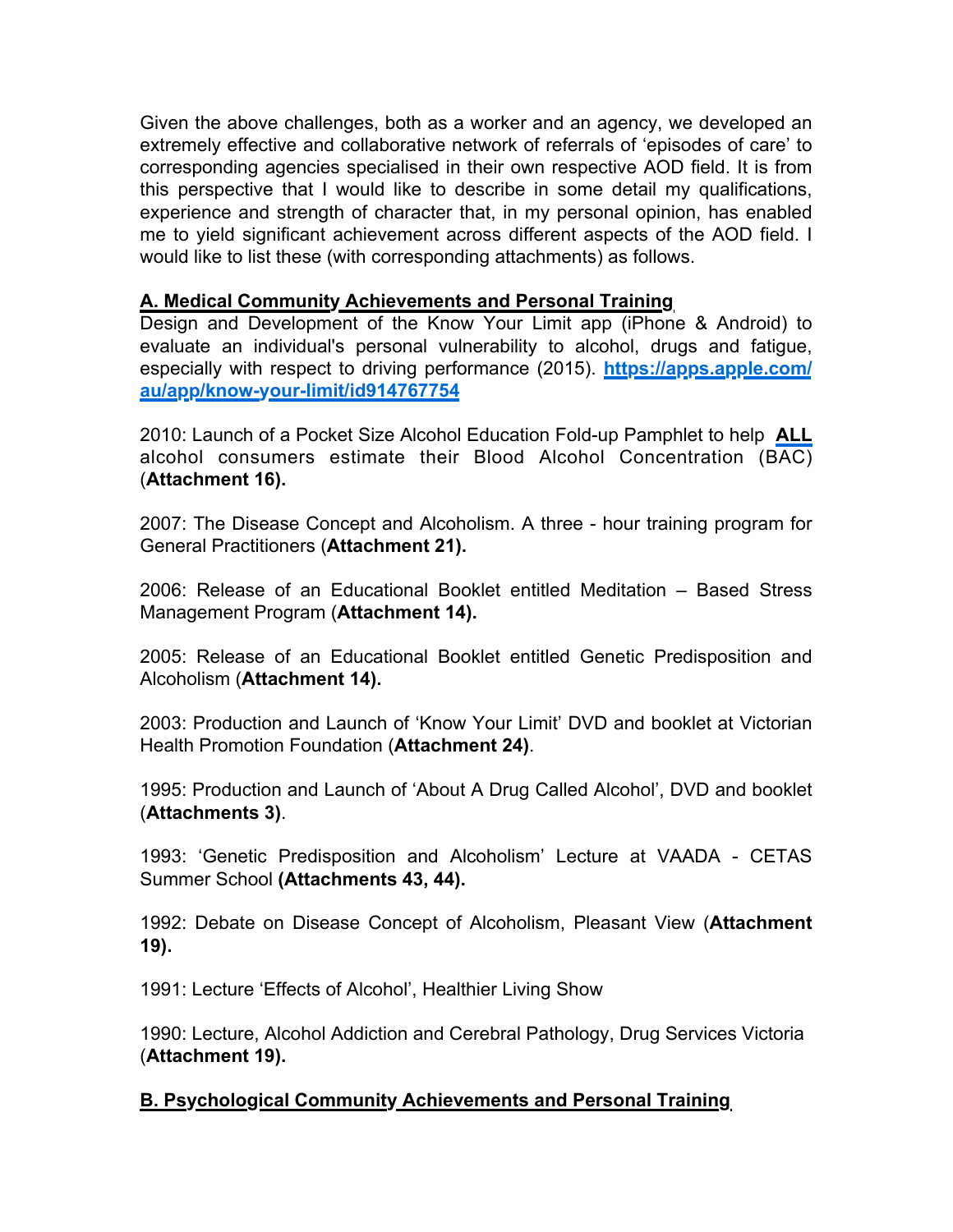Given the above challenges, both as a worker and an agency, we developed an extremely effective and collaborative network of referrals of 'episodes of care' to corresponding agencies specialised in their own respective AOD field. It is from this perspective that I would like to describe in some detail my qualifications, experience and strength of character that, in my personal opinion, has enabled me to yield significant achievement across different aspects of the AOD field. I would like to list these (with corresponding attachments) as follows.

**A. Medical Community Achievements and Personal Training**

Design and Development of the Know Your Limit app (iPhone & Android) to evaluate an individual's personal vulnerability to alcohol, drugs and fatigue, especially with respect to driving performance (2015). **https://apps.apple.com/au/app/know-your-limit/id914767754**

2010: Launch of a Pocket Size Alcohol Education Fold-up Pamphlet to help **ALL** alcohol consumers estimate their Blood Alcohol Concentration (BAC) (**Attachment 16).**

2007: The Disease Concept and Alcoholism. A three - hour training program for General Practitioners (**Attachment 21).**

2006: Release of an Educational Booklet entitled Meditation – Based Stress Management Program (**Attachment 14).**

2005: Release of an Educational Booklet entitled Genetic Predisposition and Alcoholism (**Attachment 14).**

2003: Production and Launch of 'Know Your Limit' DVD and booklet at Victorian Health Promotion Foundation (**Attachment 24)**.

1995: Production and Launch of 'About A Drug Called Alcohol', DVD and booklet (**Attachments 3)**.

1993: 'Genetic Predisposition and Alcoholism' Lecture at VAADA - CETAS Summer School **(Attachments 43, 44).**

1992: Debate on Disease Concept of Alcoholism, Pleasant View (**Attachment 19).**

1991: Lecture 'Effects of Alcohol', Healthier Living Show

1990: Lecture, Alcohol Addiction and Cerebral Pathology, Drug Services Victoria (**Attachment 19).**

**B. Psychological Community Achievements and Personal Training**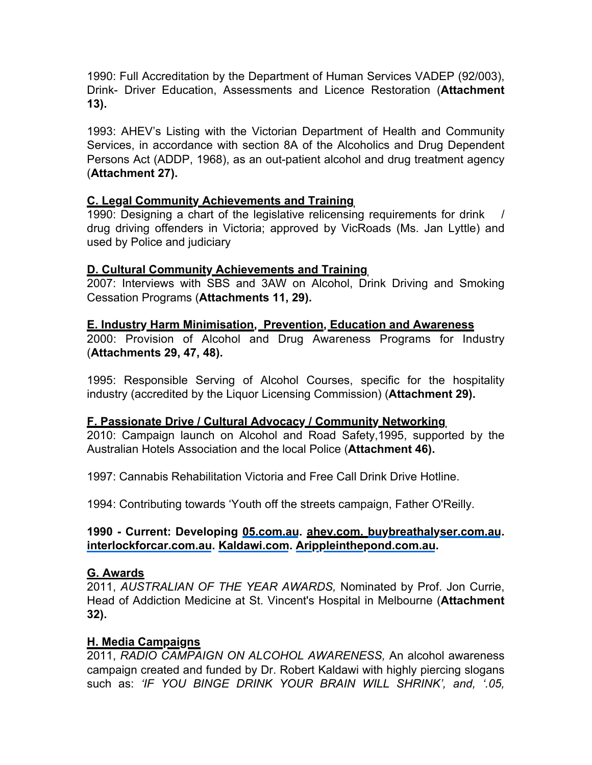1990: Full Accreditation by the Department of Human Services VADEP (92/003), Drink- Driver Education, Assessments and Licence Restoration (**Attachment 13).**

1993: AHEV's Listing with the Victorian Department of Health and Community Services, in accordance with section 8A of the Alcoholics and Drug Dependent Persons Act (ADDP, 1968), as an out-patient alcohol and drug treatment agency (**Attachment 27).**

**C. Legal Community Achievements and Training**

1990: Designing a chart of the legislative relicensing requirements for drink / drug driving offenders in Victoria; approved by VicRoads (Ms. Jan Lyttle) and used by Police and judiciary

**D. Cultural Community Achievements and Training**

2007: Interviews with SBS and 3AW on Alcohol, Drink Driving and Smoking Cessation Programs (**Attachments 11, 29).**

**E. Industry Harm Minimisation, Prevention, Education and Awareness**

2000: Provision of Alcohol and Drug Awareness Programs for Industry (**Attachments 29, 47, 48).**

1995: Responsible Serving of Alcohol Courses, specific for the hospitality industry (accredited by the Liquor Licensing Commission) (**Attachment 29).**

**F. Passionate Drive / Cultural Advocacy / Community Networking**

2010: Campaign launch on Alcohol and Road Safety,1995, supported by the Australian Hotels Association and the local Police (**Attachment 46).**

1997: Cannabis Rehabilitation Victoria and Free Call Drink Drive Hotline.

1994: Contributing towards 'Youth off the streets campaign, Father O'Reilly.

**1990 - Current: Developing 05.com.au. ahev.com. buybreathalyser.com.au. interlockforcar.com.au. Kaldawi.com. Arippleinthepond.com.au.**

**G. Awards**

2011, *AUSTRALIAN OF THE YEAR AWARDS,* Nominated by Prof. Jon Currie, Head of Addiction Medicine at St. Vincent's Hospital in Melbourne (**Attachment 32).**

**H. Media Campaigns**

2011, *RADIO CAMPAIGN ON ALCOHOL AWARENESS,* An alcohol awareness campaign created and funded by Dr. Robert Kaldawi with highly piercing slogans such as: *'IF YOU BINGE DRINK YOUR BRAIN WILL SHRINK', and, '.05,*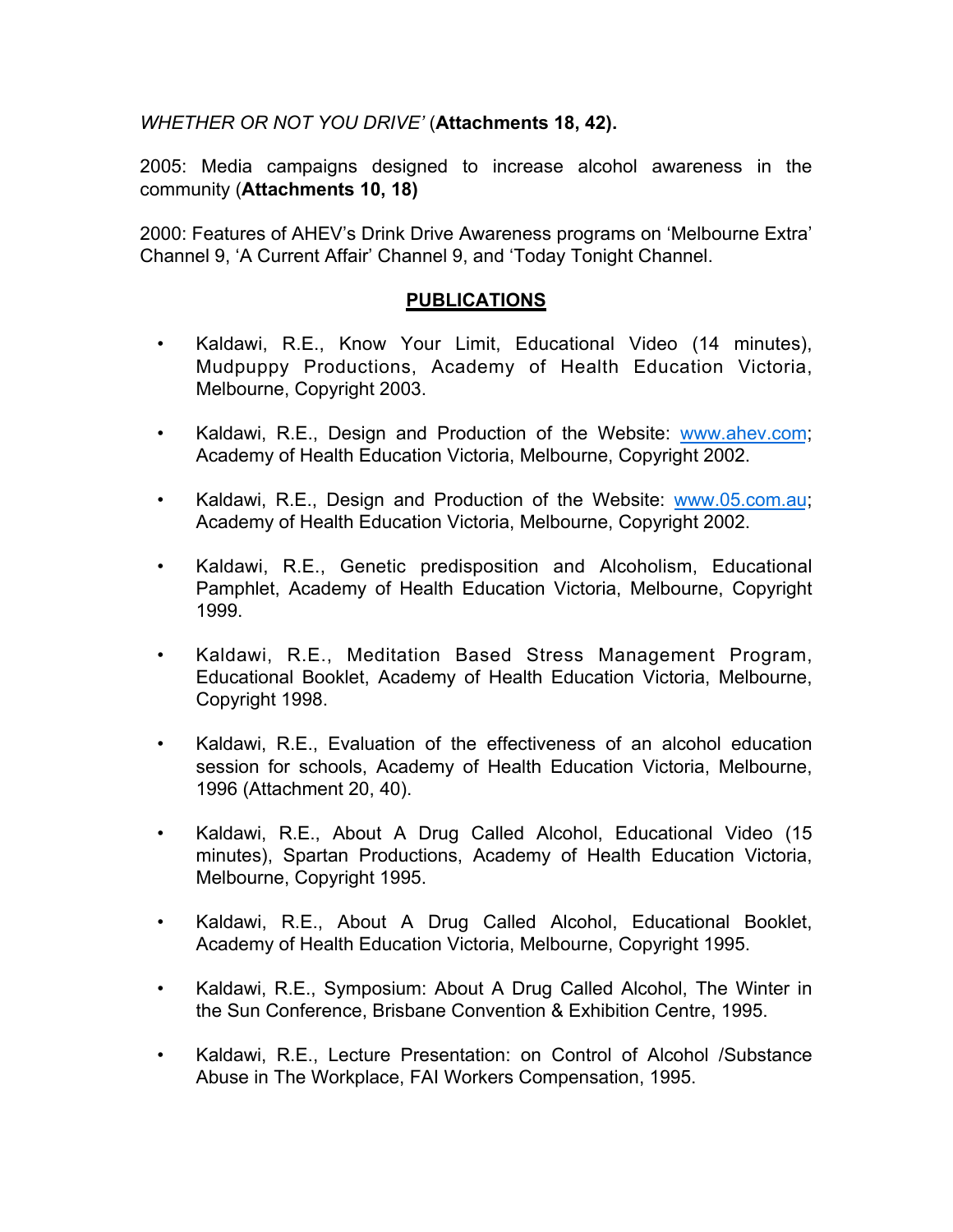*WHETHER OR NOT YOU DRIVE'* (**Attachments 18, 42).**

2005: Media campaigns designed to increase alcohol awareness in the community (**Attachments 10, 18)**

2000: Features of AHEV's Drink Drive Awareness programs on 'Melbourne Extra' Channel 9, 'A Current Affair' Channel 9, and 'Today Tonight Channel.

## PUBLICATIONS

- Kaldawi, R.E., Know Your Limit, Educational Video (14 minutes), Mudpuppy Productions, Academy of Health Education Victoria, Melbourne, Copyright 2003.
- Kaldawi, R.E., Design and Production of the Website: www.ahev.com; Academy of Health Education Victoria, Melbourne, Copyright 2002.
- Kaldawi, R.E., Design and Production of the Website: www.05.com.au; Academy of Health Education Victoria, Melbourne, Copyright 2002.
- Kaldawi, R.E., Genetic predisposition and Alcoholism, Educational Pamphlet, Academy of Health Education Victoria, Melbourne, Copyright 1999.
- Kaldawi, R.E., Meditation Based Stress Management Program, Educational Booklet, Academy of Health Education Victoria, Melbourne, Copyright 1998.
- Kaldawi, R.E., Evaluation of the effectiveness of an alcohol education session for schools, Academy of Health Education Victoria, Melbourne, 1996 (Attachment 20, 40).
- Kaldawi, R.E., About A Drug Called Alcohol, Educational Video (15 minutes), Spartan Productions, Academy of Health Education Victoria, Melbourne, Copyright 1995.
- Kaldawi, R.E., About A Drug Called Alcohol, Educational Booklet, Academy of Health Education Victoria, Melbourne, Copyright 1995.
- Kaldawi, R.E., Symposium: About A Drug Called Alcohol, The Winter in the Sun Conference, Brisbane Convention & Exhibition Centre, 1995.
- Kaldawi, R.E., Lecture Presentation: on Control of Alcohol /Substance Abuse in The Workplace, FAI Workers Compensation, 1995.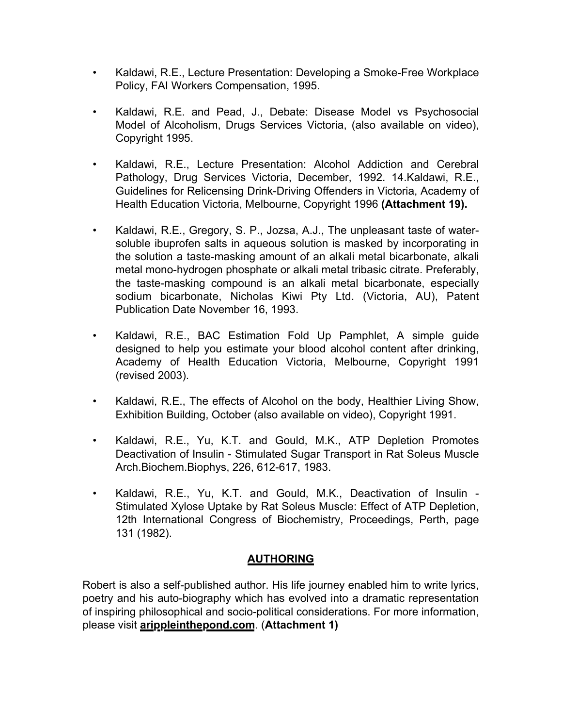- Kaldawi, R.E., Lecture Presentation: Developing a Smoke-Free Workplace Policy, FAI Workers Compensation, 1995.

- Kaldawi, R.E. and Pead, J., Debate: Disease Model vs Psychosocial Model of Alcoholism, Drugs Services Victoria, (also available on video), Copyright 1995.

- Kaldawi, R.E., Lecture Presentation: Alcohol Addiction and Cerebral Pathology, Drug Services Victoria, December, 1992. 14.Kaldawi, R.E., Guidelines for Relicensing Drink-Driving Offenders in Victoria, Academy of Health Education Victoria, Melbourne, Copyright 1996 **(Attachment 19).**

- Kaldawi, R.E., Gregory, S. P., Jozsa, A.J., The unpleasant taste of water-soluble ibuprofen salts in aqueous solution is masked by incorporating in the solution a taste-masking amount of an alkali metal bicarbonate, alkali metal mono-hydrogen phosphate or alkali metal tribasic citrate. Preferably, the taste-masking compound is an alkali metal bicarbonate, especially sodium bicarbonate, Nicholas Kiwi Pty Ltd. (Victoria, AU), Patent Publication Date November 16, 1993.

- Kaldawi, R.E., BAC Estimation Fold Up Pamphlet, A simple guide designed to help you estimate your blood alcohol content after drinking, Academy of Health Education Victoria, Melbourne, Copyright 1991 (revised 2003).

- Kaldawi, R.E., The effects of Alcohol on the body, Healthier Living Show, Exhibition Building, October (also available on video), Copyright 1991.

- Kaldawi, R.E., Yu, K.T. and Gould, M.K., ATP Depletion Promotes Deactivation of Insulin - Stimulated Sugar Transport in Rat Soleus Muscle Arch.Biochem.Biophys, 226, 612-617, 1983.

- Kaldawi, R.E., Yu, K.T. and Gould, M.K., Deactivation of Insulin - Stimulated Xylose Uptake by Rat Soleus Muscle: Effect of ATP Depletion, 12th International Congress of Biochemistry, Proceedings, Perth, page 131 (1982).

## AUTHORING

Robert is also a self-published author. His life journey enabled him to write lyrics, poetry and his auto-biography which has evolved into a dramatic representation of inspiring philosophical and socio-political considerations. For more information, please visit **arippleinthepond.com**. (**Attachment 1)**